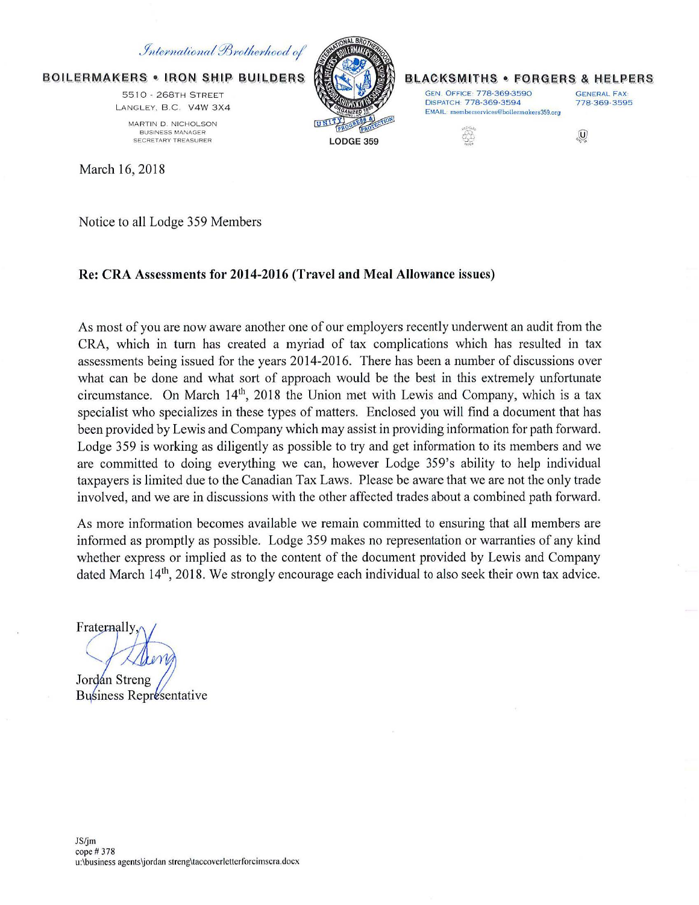*International Brotherhood of*

**BOILERMAKERS • IRON SHIP BUILDERS**

5510 - 268TH STREET
LANGLEY, B.C. V4W 3X4

MARTIN D. NICHOLSON
BUSINESS MANAGER
SECRETARY TREASURER

LODGE 359

**BLACKSMITHS • FORGERS & HELPERS**

GEN. OFFICE: 778-369-3590
DISPATCH: 778-369-3594
EMAIL: memberservices@boilermakers359.org

GENERAL FAX: 778-369-3595

March 16, 2018

Notice to all Lodge 359 Members

**Re: CRA Assessments for 2014-2016 (Travel and Meal Allowance issues)**

As most of you are now aware another one of our employers recently underwent an audit from the CRA, which in turn has created a myriad of tax complications which has resulted in tax assessments being issued for the years 2014-2016. There has been a number of discussions over what can be done and what sort of approach would be the best in this extremely unfortunate circumstance. On March 14th, 2018 the Union met with Lewis and Company, which is a tax specialist who specializes in these types of matters. Enclosed you will find a document that has been provided by Lewis and Company which may assist in providing information for path forward. Lodge 359 is working as diligently as possible to try and get information to its members and we are committed to doing everything we can, however Lodge 359's ability to help individual taxpayers is limited due to the Canadian Tax Laws. Please be aware that we are not the only trade involved, and we are in discussions with the other affected trades about a combined path forward.

As more information becomes available we remain committed to ensuring that all members are informed as promptly as possible. Lodge 359 makes no representation or warranties of any kind whether express or implied as to the content of the document provided by Lewis and Company dated March 14th, 2018. We strongly encourage each individual to also seek their own tax advice.

Fraternally,

Jordan Streng
Business Representative

JS/jm
cope # 378
u:\business agents\jordan streng\taccoverletterforcimscra.docx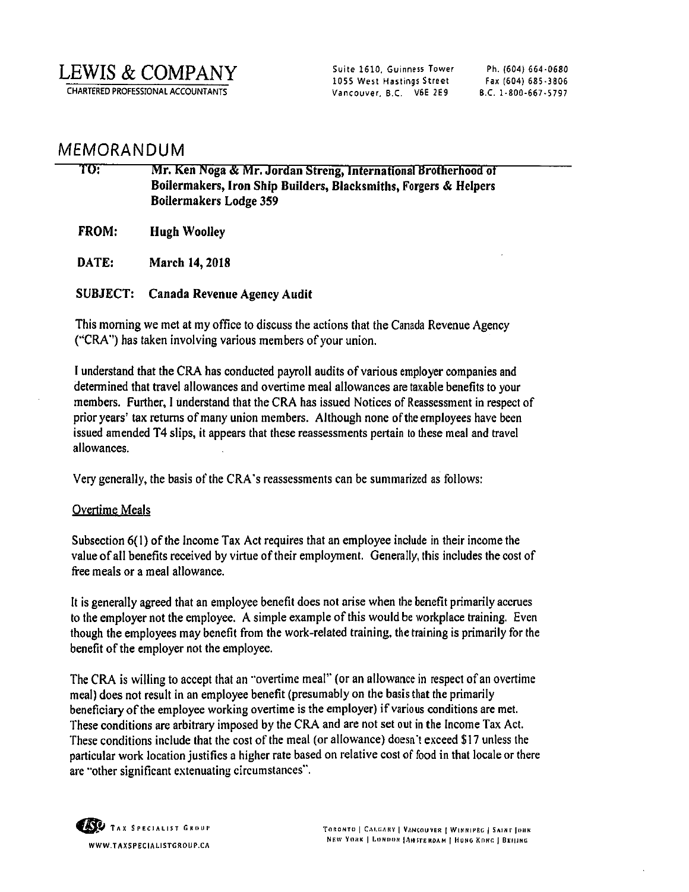# LEWIS & COMPANY

CHARTERED PROFESSIONAL ACCOUNTANTS

Suite 1610, Guinness Tower
1055 West Hastings Street
Vancouver, B.C. V6E 2E9

Ph. (604) 664-0680
Fax (604) 685-3806
B.C. 1-800-667-5797

## MEMORANDUM

**TO:** **Mr. Ken Noga & Mr. Jordan Streng, International Brotherhood of Boilermakers, Iron Ship Builders, Blacksmiths, Forgers & Helpers Boilermakers Lodge 359**

**FROM:** **Hugh Woolley**

**DATE:** **March 14, 2018**

**SUBJECT:** **Canada Revenue Agency Audit**

This morning we met at my office to discuss the actions that the Canada Revenue Agency ("CRA") has taken involving various members of your union.

I understand that the CRA has conducted payroll audits of various employer companies and determined that travel allowances and overtime meal allowances are taxable benefits to your members. Further, I understand that the CRA has issued Notices of Reassessment in respect of prior years' tax returns of many union members. Although none of the employees have been issued amended T4 slips, it appears that these reassessments pertain to these meal and travel allowances.

Very generally, the basis of the CRA's reassessments can be summarized as follows:

### Overtime Meals

Subsection 6(1) of the Income Tax Act requires that an employee include in their income the value of all benefits received by virtue of their employment. Generally, this includes the cost of free meals or a meal allowance.

It is generally agreed that an employee benefit does not arise when the benefit primarily accrues to the employer not the employee. A simple example of this would be workplace training. Even though the employees may benefit from the work-related training, the training is primarily for the benefit of the employer not the employee.

The CRA is willing to accept that an "overtime meal" (or an allowance in respect of an overtime meal) does not result in an employee benefit (presumably on the basis that the primarily beneficiary of the employee working overtime is the employer) if various conditions are met. These conditions are arbitrary imposed by the CRA and are not set out in the Income Tax Act. These conditions include that the cost of the meal (or allowance) doesn't exceed $17 unless the particular work location justifies a higher rate based on relative cost of food in that locale or there are "other significant extenuating circumstances".

TAX SPECIALIST GROUP
WWW.TAXSPECIALISTGROUP.CA

TORONTO | CALGARY | VANCOUVER | WINNIPEG | SAINT JOHN
NEW YORK | LONDON | AMSTERDAM | HONG KONG | BEIJING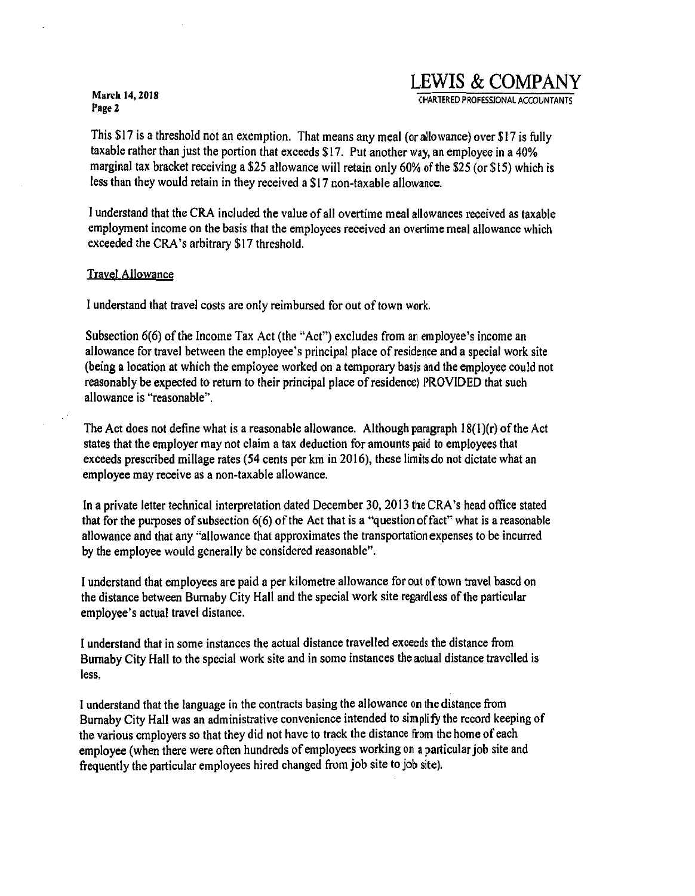This $17 is a threshold not an exemption. That means any meal (or allowance) over $17 is fully taxable rather than just the portion that exceeds $17. Put another way, an employee in a 40% marginal tax bracket receiving a $25 allowance will retain only 60% of the $25 (or $15) which is less than they would retain in they received a $17 non-taxable allowance.

I understand that the CRA included the value of all overtime meal allowances received as taxable employment income on the basis that the employees received an overtime meal allowance which exceeded the CRA's arbitrary $17 threshold.

<u>Travel Allowance</u>

I understand that travel costs are only reimbursed for out of town work.

Subsection 6(6) of the Income Tax Act (the "Act") excludes from an employee's income an allowance for travel between the employee's principal place of residence and a special work site (being a location at which the employee worked on a temporary basis and the employee could not reasonably be expected to return to their principal place of residence) PROVIDED that such allowance is "reasonable".

The Act does not define what is a reasonable allowance. Although paragraph 18(1)(r) of the Act states that the employer may not claim a tax deduction for amounts paid to employees that exceeds prescribed millage rates (54 cents per km in 2016), these limits do not dictate what an employee may receive as a non-taxable allowance.

In a private letter technical interpretation dated December 30, 2013 the CRA's head office stated that for the purposes of subsection 6(6) of the Act that is a "question of fact" what is a reasonable allowance and that any "allowance that approximates the transportation expenses to be incurred by the employee would generally be considered reasonable".

I understand that employees are paid a per kilometre allowance for out of town travel based on the distance between Burnaby City Hall and the special work site regardless of the particular employee's actual travel distance.

I understand that in some instances the actual distance travelled exceeds the distance from Burnaby City Hall to the special work site and in some instances the actual distance travelled is less.

I understand that the language in the contracts basing the allowance on the distance from Burnaby City Hall was an administrative convenience intended to simplify the record keeping of the various employers so that they did not have to track the distance from the home of each employee (when there were often hundreds of employees working on a particular job site and frequently the particular employees hired changed from job site to job site).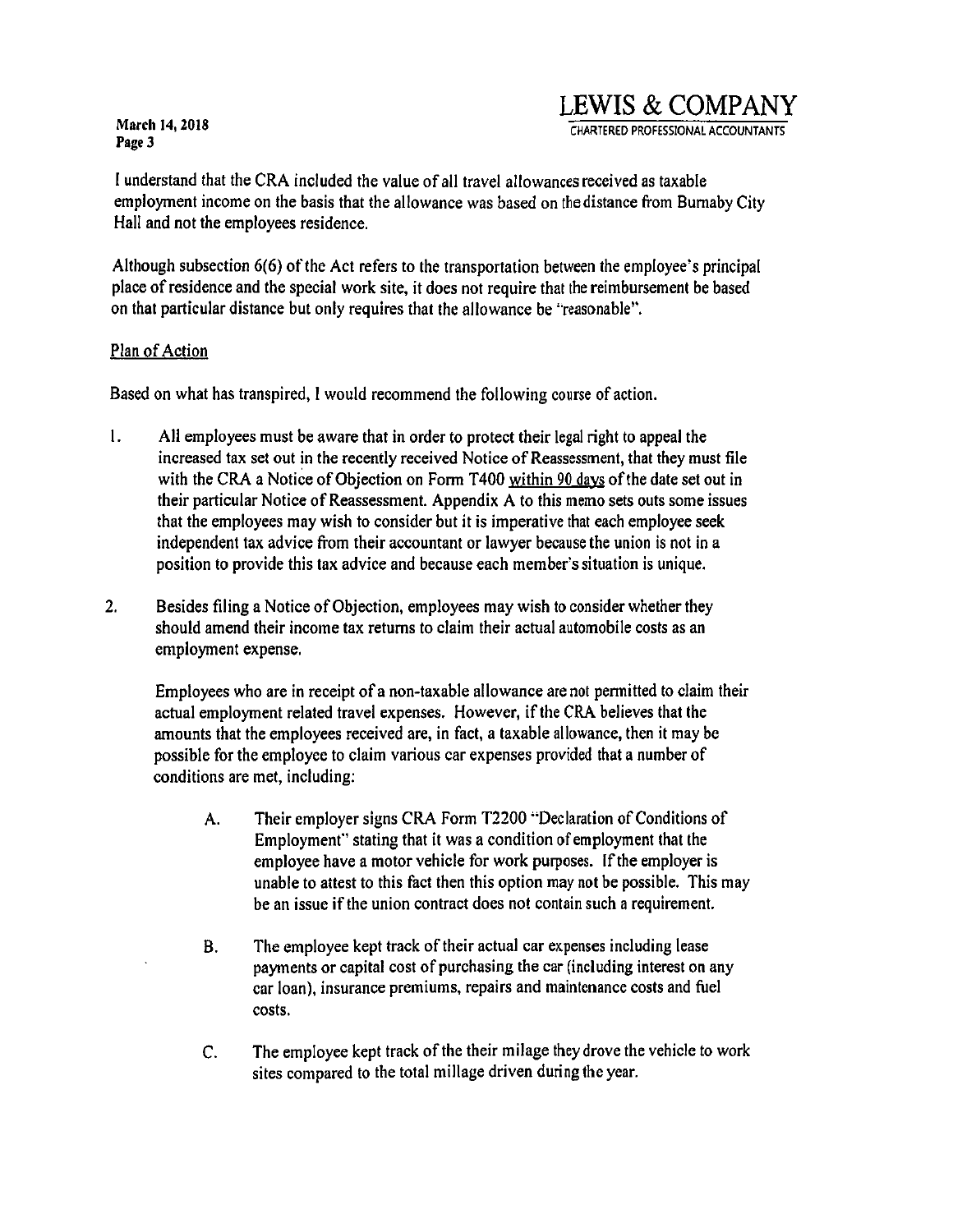I understand that the CRA included the value of all travel allowances received as taxable employment income on the basis that the allowance was based on the distance from Burnaby City Hall and not the employees residence.

Although subsection 6(6) of the Act refers to the transportation between the employee's principal place of residence and the special work site, it does not require that the reimbursement be based on that particular distance but only requires that the allowance be "reasonable".

Plan of Action

Based on what has transpired, I would recommend the following course of action.

1. All employees must be aware that in order to protect their legal right to appeal the increased tax set out in the recently received Notice of Reassessment, that they must file with the CRA a Notice of Objection on Form T400 within 90 days of the date set out in their particular Notice of Reassessment. Appendix A to this memo sets outs some issues that the employees may wish to consider but it is imperative that each employee seek independent tax advice from their accountant or lawyer because the union is not in a position to provide this tax advice and because each member's situation is unique.

2. Besides filing a Notice of Objection, employees may wish to consider whether they should amend their income tax returns to claim their actual automobile costs as an employment expense.

   Employees who are in receipt of a non-taxable allowance are not permitted to claim their actual employment related travel expenses. However, if the CRA believes that the amounts that the employees received are, in fact, a taxable allowance, then it may be possible for the employee to claim various car expenses provided that a number of conditions are met, including:

   A. Their employer signs CRA Form T2200 "Declaration of Conditions of Employment" stating that it was a condition of employment that the employee have a motor vehicle for work purposes. If the employer is unable to attest to this fact then this option may not be possible. This may be an issue if the union contract does not contain such a requirement.

   B. The employee kept track of their actual car expenses including lease payments or capital cost of purchasing the car (including interest on any car loan), insurance premiums, repairs and maintenance costs and fuel costs.

   C. The employee kept track of the their milage they drove the vehicle to work sites compared to the total millage driven during the year.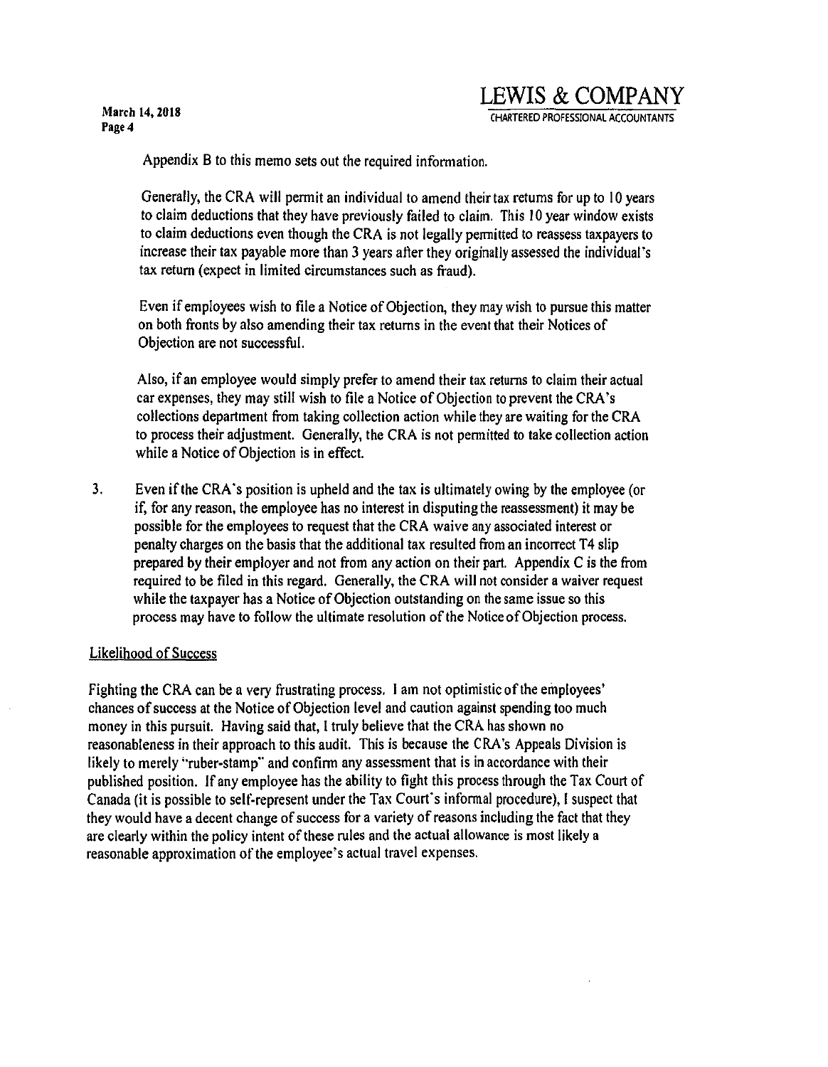Appendix B to this memo sets out the required information.

Generally, the CRA will permit an individual to amend their tax returns for up to 10 years to claim deductions that they have previously failed to claim. This 10 year window exists to claim deductions even though the CRA is not legally permitted to reassess taxpayers to increase their tax payable more than 3 years after they originally assessed the individual's tax return (expect in limited circumstances such as fraud).

Even if employees wish to file a Notice of Objection, they may wish to pursue this matter on both fronts by also amending their tax returns in the event that their Notices of Objection are not successful.

Also, if an employee would simply prefer to amend their tax returns to claim their actual car expenses, they may still wish to file a Notice of Objection to prevent the CRA's collections department from taking collection action while they are waiting for the CRA to process their adjustment. Generally, the CRA is not permitted to take collection action while a Notice of Objection is in effect.

3. Even if the CRA's position is upheld and the tax is ultimately owing by the employee (or if, for any reason, the employee has no interest in disputing the reassessment) it may be possible for the employees to request that the CRA waive any associated interest or penalty charges on the basis that the additional tax resulted from an incorrect T4 slip prepared by their employer and not from any action on their part. Appendix C is the from required to be filed in this regard. Generally, the CRA will not consider a waiver request while the taxpayer has a Notice of Objection outstanding on the same issue so this process may have to follow the ultimate resolution of the Notice of Objection process.

## Likelihood of Success

Fighting the CRA can be a very frustrating process. I am not optimistic of the employees' chances of success at the Notice of Objection level and caution against spending too much money in this pursuit. Having said that, I truly believe that the CRA has shown no reasonableness in their approach to this audit. This is because the CRA's Appeals Division is likely to merely "ruber-stamp" and confirm any assessment that is in accordance with their published position. If any employee has the ability to fight this process through the Tax Court of Canada (it is possible to self-represent under the Tax Court's informal procedure), I suspect that they would have a decent change of success for a variety of reasons including the fact that they are clearly within the policy intent of these rules and the actual allowance is most likely a reasonable approximation of the employee's actual travel expenses.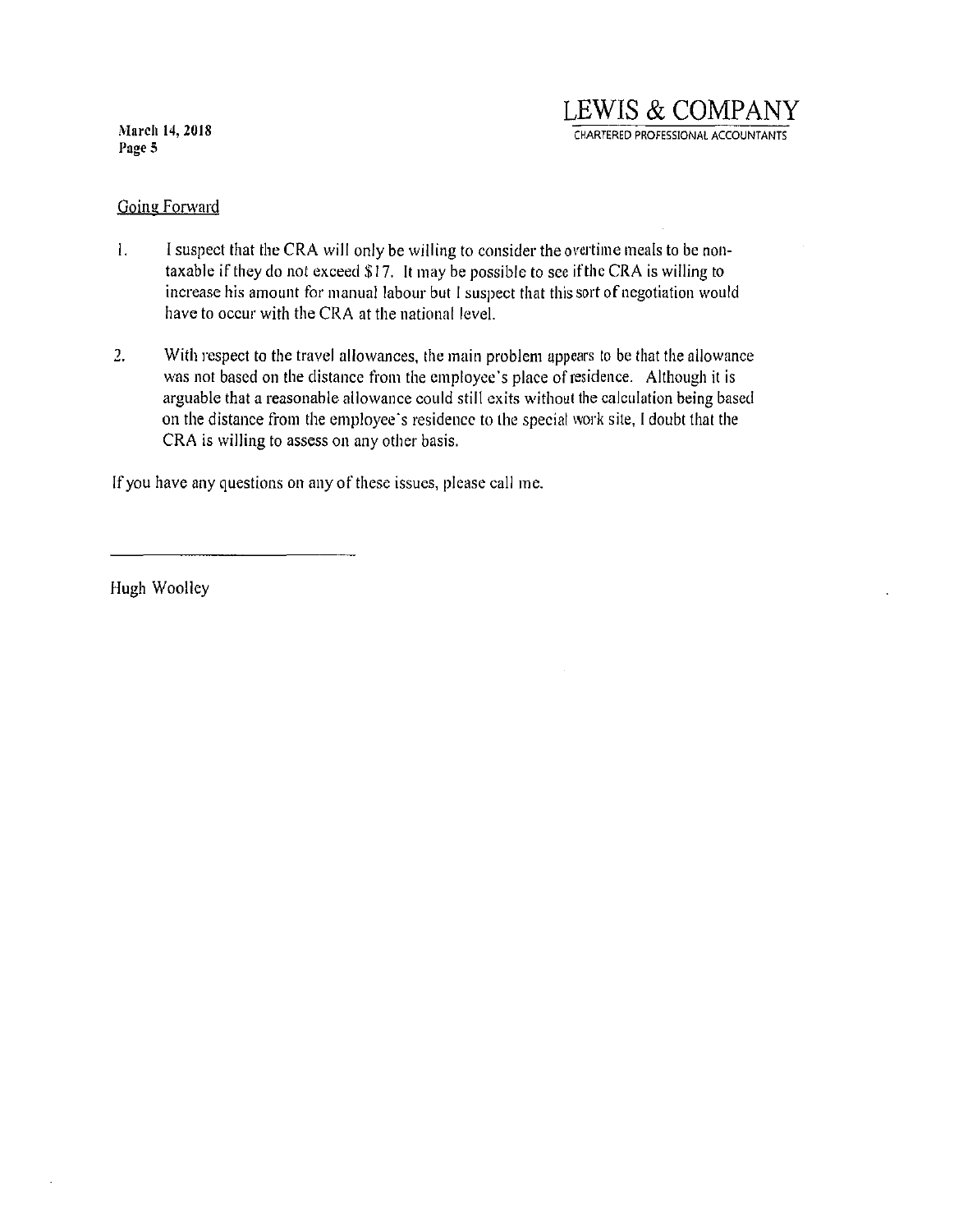## Going Forward

1. I suspect that the CRA will only be willing to consider the overtime meals to be non-taxable if they do not exceed $17. It may be possible to see if the CRA is willing to increase his amount for manual labour but I suspect that this sort of negotiation would have to occur with the CRA at the national level.

2. With respect to the travel allowances, the main problem appears to be that the allowance was not based on the distance from the employee's place of residence. Although it is arguable that a reasonable allowance could still exits without the calculation being based on the distance from the employee's residence to the special work site, I doubt that the CRA is willing to assess on any other basis.

If you have any questions on any of these issues, please call me.

Hugh Woolley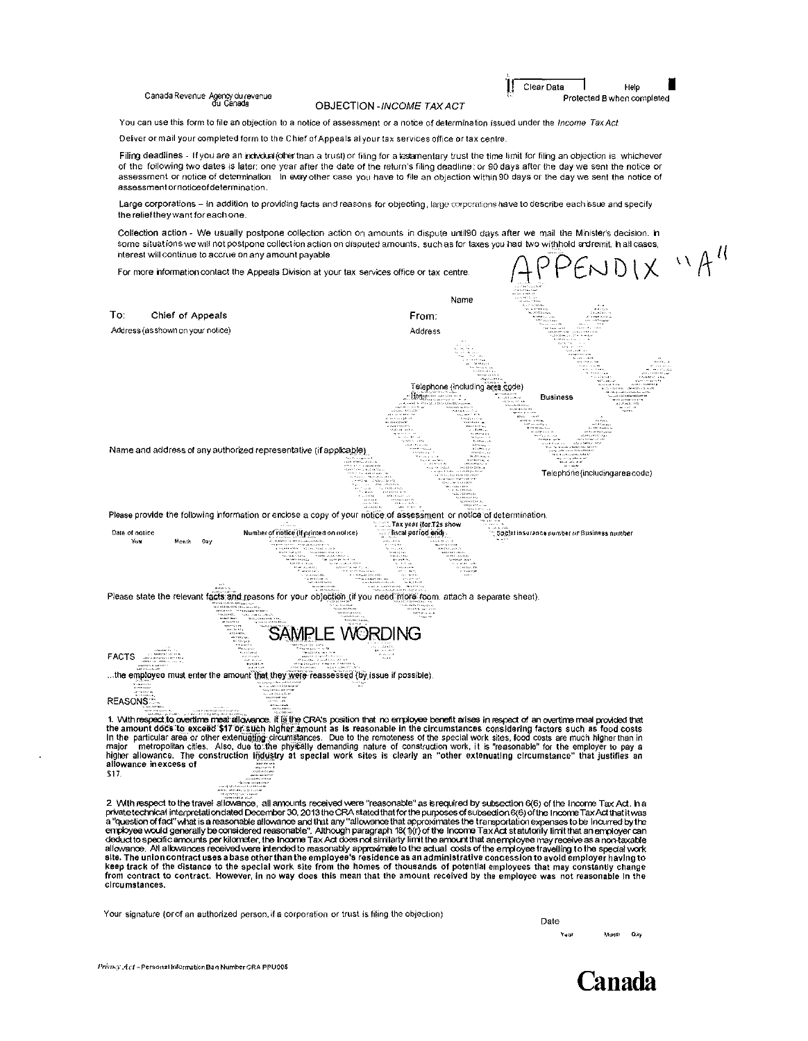Canada Revenue Agency / Agence du revenue du Canada

Clear Data | Help

Protected B when completed

# OBJECTION - *INCOME TAX ACT*

You can use this form to file an objection to a notice of assessment or a notice of determination issued under the *Income Tax Act*.

Deliver or mail your completed form to the Chief of Appeals at your tax services office or tax centre.

Filing deadlines - If you are an individual (other than a trust) or filing for a testamentary trust the time limit for filing an objection is whichever of the following two dates is later: one year after the date of the return's filing deadline: or 90 days after the day we sent the notice or assessment or notice of determination. In every other case you have to file an objection within 90 days or the day we sent the notice of assessment or notice of determination.

Large corporations – In addition to providing facts and reasons for objecting, large corporations have to describe each issue and specify the relief they want for each one.

Collection action - We usually postpone collection action on amounts in dispute until 90 days after we mail the Minister's decision. In some situations we will not postpone collection action on disputed amounts, such as for taxes you had two withhold and remit. In all cases, interest will continue to accrue on any amount payable.

For more information contact the Appeals Division at your tax services office or tax centre.

APPENDIX "A"

To: Chief of Appeals

Address (as shown on your notice)

From:

Name

Address

Telephone (including area code)

Home | Business

Name and address of any authorized representative (if applicable)

Telephone (including area code)

Please provide the following information or enclose a copy of your notice of assessment or notice of determination.

| Date of notice (Year Month Day) | Number of notice (if printed on notice) | Tax year (for T2s show fiscal period end) | Social insurance number or Business number |
|---|---|---|---|
| | | | |

Please state the relevant facts and reasons for your objection (if you need more room, attach a separate sheet).

SAMPLE WORDING

FACTS

...the employee must enter the amount that they were reassessed (by issue if possible).

REASONS

1. With respect to overtime meal allowance. It is the CRA's position that no employee benefit arises in respect of an overtime meal provided that the amount does to exceed $17 or such higher amount as is reasonable in the circumstances considering factors such as food costs in the particular area or other extenuating circumstances. Due to the remoteness of the special work sites, food costs are much higher than in major metropolitan cities. Also, due to the physically demanding nature of construction work, it is "reasonable" for the employer to pay a higher allowance. The construction industry at special work sites is clearly an "other extenuating circumstance" that justifies an allowance in excess of $17.

2. With respect to the travel allowance, all amounts received were "reasonable" as is required by subsection 6(6) of the Income Tax Act. In a private technical interpretation dated December 30, 2013 the CRA stated that for the purposes of subsection 6(6) of the Income Tax Act that it was a "question of fact" what is a reasonable allowance and that any "allowance that approximates the transportation expenses to be incurred by the employee would generally be considered reasonable". Although paragraph 18(1)(r) of the Income Tax Act statutorily limit that an employer can deduct to specific amounts per kilometer, the Income Tax Act does not similarly limit the amount that an employee may receive as a non-taxable allowance. All allowances received were intended to reasonably approximate to the actual costs of the employee travelling to the special work site. **The union contract uses a base other than the employee's residence as an administrative concession to avoid employer having to keep track of the distance to the special work site from the homes of thousands of potential employees that may constantly change from contract to contract. However, in no way does this mean that the amount received by the employee was not reasonable in the circumstances.**

Your signature (or of an authorized person, if a corporation or trust is filing the objection)

Date (Year Month Day)

*Privacy Act* – Personal Information Bank Number CRA PPU005

Canada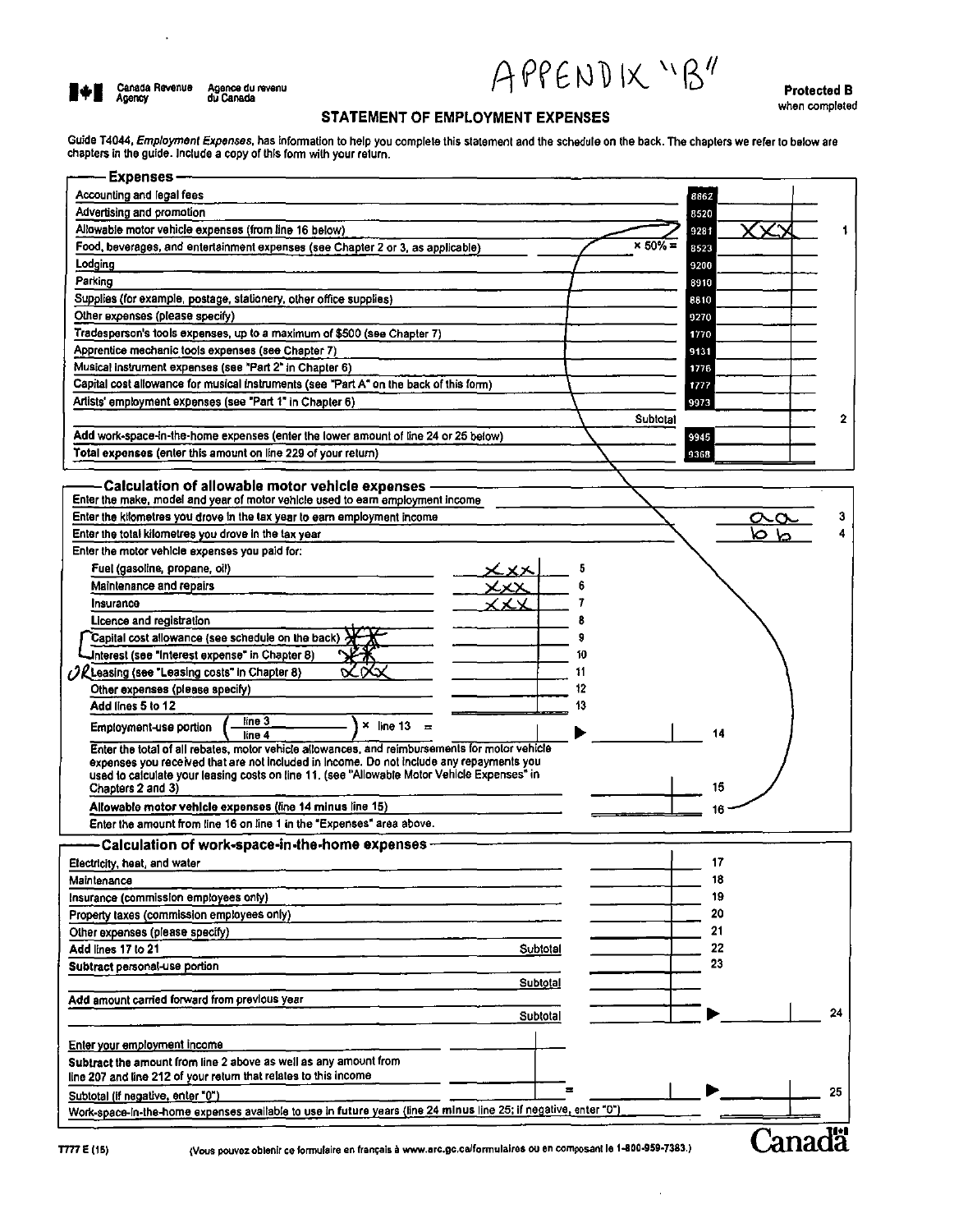APPENDIX "B"

Canada Revenue Agency — Agence du revenu du Canada

**Protected B** when completed

## STATEMENT OF EMPLOYMENT EXPENSES

Guide T4044, *Employment Expenses*, has information to help you complete this statement and the schedule on the back. The chapters we refer to below are chapters in the guide. Include a copy of this form with your return.

### Expenses

| Item | | Code | Amount | Line |
|---|---|---|---|---|
| Accounting and legal fees | | 8862 | | |
| Advertising and promotion | | 8520 | | |
| Allowable motor vehicle expenses (from line 16 below) | | 9281 | XXX | 1 |
| Food, beverages, and entertainment expenses (see Chapter 2 or 3, as applicable) | × 50% = | 8523 | | |
| Lodging | | 9200 | | |
| Parking | | 8910 | | |
| Supplies (for example, postage, stationery, other office supplies) | | 8810 | | |
| Other expenses (please specify) | | 9270 | | |
| Tradesperson's tools expenses, up to a maximum of $500 (see Chapter 7) | | 1770 | | |
| Apprentice mechanic tools expenses (see Chapter 7) | | 9131 | | |
| Musical instrument expenses (see "Part 2" in Chapter 6) | | 1776 | | |
| Capital cost allowance for musical instruments (see "Part A" on the back of this form) | | 1777 | | |
| Artists' employment expenses (see "Part 1" in Chapter 6) | | 9973 | | |
| | Subtotal | | | 2 |
| Add work-space-in-the-home expenses (enter the lower amount of line 24 or 25 below) | | 9945 | | |
| **Total expenses** (enter this amount on line 229 of your return) | | 9368 | | |

### Calculation of allowable motor vehicle expenses

Enter the make, model and year of motor vehicle used to earn employment income

| Item | | Amount | Line |
|---|---|---|---|
| Enter the kilometres you drove in the tax year to earn employment income | | aa | 3 |
| Enter the total kilometres you drove in the tax year | | bb | 4 |

Enter the motor vehicle expenses you paid for:

| Item | Amount | Line |
|---|---|---|
| Fuel (gasoline, propane, oil) | XXX | 5 |
| Maintenance and repairs | XXX | 6 |
| Insurance | XXX | 7 |
| Licence and registration | | 8 |
| Capital cost allowance (see schedule on the back) XX | | 9 |
| Interest (see "Interest expense" in Chapter 8) XX | | 10 |
| OR Leasing (see "Leasing costs" in Chapter 8) XXX | | 11 |
| Other expenses (please specify) | | 12 |
| Add lines 5 to 12 | | 13 |

Employment-use portion $\left(\frac{\text{line 3}}{\text{line 4}}\right) \times$ line 13 = ▶ ______ 14

Enter the total of all rebates, motor vehicle allowances, and reimbursements for motor vehicle expenses you received that are not included in income. Do not include any repayments you used to calculate your leasing costs on line 11. (see "Allowable Motor Vehicle Expenses" in Chapters 2 and 3) ______ 15

**Allowable motor vehicle expenses** (line 14 minus line 15) ______ 16

Enter the amount from line 16 on line 1 in the "Expenses" area above.

### Calculation of work-space-in-the-home expenses

| Item | | Amount | Line |
|---|---|---|---|
| Electricity, heat, and water | | | 17 |
| Maintenance | | | 18 |
| Insurance (commission employees only) | | | 19 |
| Property taxes (commission employees only) | | | 20 |
| Other expenses (please specify) | | | 21 |
| Add lines 17 to 21 | Subtotal | | 22 |
| Subtract personal-use portion | | | 23 |
| | Subtotal | | |
| Add amount carried forward from previous year | | | |
| | Subtotal | ▶ | 24 |

Enter your employment income ______

Subtract the amount from line 2 above as well as any amount from line 207 and line 212 of your return that relates to this income ______

Subtotal (if negative, enter "0") = ______ ▶ ______ 25

Work-space-in-the-home expenses available to use in future years (line 24 minus line 25; if negative, enter "0") ______

T777 E (15)

(Vous pouvez obtenir ce formulaire en français à www.arc.gc.ca/formulaires ou en composant le 1-800-959-7383.)

Canada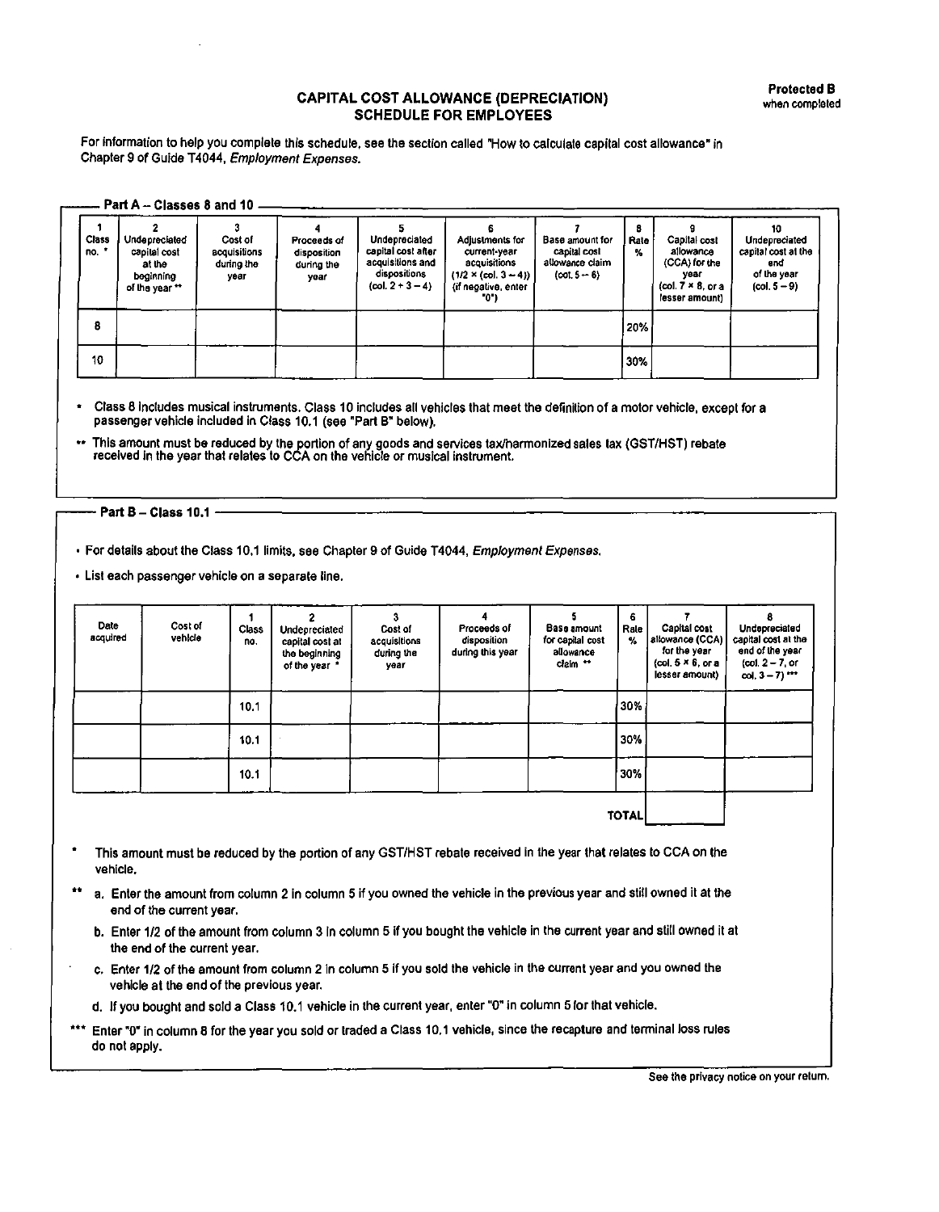**Protected B**
when completed

# CAPITAL COST ALLOWANCE (DEPRECIATION) SCHEDULE FOR EMPLOYEES

For information to help you complete this schedule, see the section called "How to calculate capital cost allowance" in Chapter 9 of Guide T4044, *Employment Expenses*.

## Part A – Classes 8 and 10

| 1<br>Class no. * | 2<br>Undepreciated capital cost at the beginning of the year ** | 3<br>Cost of acquisitions during the year | 4<br>Proceeds of disposition during the year | 5<br>Undepreciated capital cost after acquisitions and dispositions (col. 2 + 3 – 4) | 6<br>Adjustments for current-year acquisitions (1/2 × (col. 3 – 4)) (if negative, enter "0") | 7<br>Base amount for capital cost allowance claim (col. 5 – 6) | 8<br>Rate % | 9<br>Capital cost allowance (CCA) for the year (col. 7 × 8, or a lesser amount) | 10<br>Undepreciated capital cost at the end of the year (col. 5 – 9) |
|---|---|---|---|---|---|---|---|---|---|
| 8 | | | | | | | 20% | | |
| 10 | | | | | | | 30% | | |

* Class 8 includes musical instruments. Class 10 includes all vehicles that meet the definition of a motor vehicle, except for a passenger vehicle included in Class 10.1 (see "Part B" below).

** This amount must be reduced by the portion of any goods and services tax/harmonized sales tax (GST/HST) rebate received in the year that relates to CCA on the vehicle or musical instrument.

## Part B – Class 10.1

- For details about the Class 10.1 limits, see Chapter 9 of Guide T4044, *Employment Expenses*.
- List each passenger vehicle on a separate line.

| Date acquired | Cost of vehicle | 1<br>Class no. | 2<br>Undepreciated capital cost at the beginning of the year * | 3<br>Cost of acquisitions during the year | 4<br>Proceeds of disposition during this year | 5<br>Base amount for capital cost allowance claim ** | 6<br>Rate % | 7<br>Capital cost allowance (CCA) for the year (col. 5 × 6, or a lesser amount) | 8<br>Undepreciated capital cost at the end of the year (col. 2 – 7, or col. 3 – 7) *** |
|---|---|---|---|---|---|---|---|---|---|
| | | 10.1 | | | | | 30% | | |
| | | 10.1 | | | | | 30% | | |
| | | 10.1 | | | | | 30% | | |
| | | | | | | | TOTAL | | |

* This amount must be reduced by the portion of any GST/HST rebate received in the year that relates to CCA on the vehicle.

** a. Enter the amount from column 2 in column 5 if you owned the vehicle in the previous year and still owned it at the end of the current year.

b. Enter 1/2 of the amount from column 3 in column 5 if you bought the vehicle in the current year and still owned it at the end of the current year.

c. Enter 1/2 of the amount from column 2 in column 5 if you sold the vehicle in the current year and you owned the vehicle at the end of the previous year.

d. If you bought and sold a Class 10.1 vehicle in the current year, enter "0" in column 5 for that vehicle.

*** Enter "0" in column 8 for the year you sold or traded a Class 10.1 vehicle, since the recapture and terminal loss rules do not apply.

See the privacy notice on your return.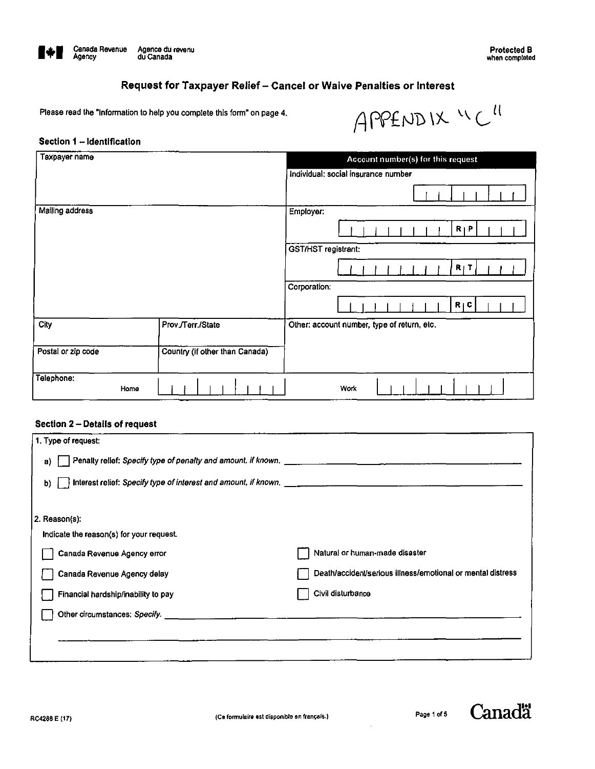Canada Revenue Agency — Agence du revenu du Canada

**Protected B** when completed

# Request for Taxpayer Relief – Cancel or Waive Penalties or Interest

Please read the "Information to help you complete this form" on page 4.

APPENDIX "C"

## Section 1 – Identification

| Taxpayer name | | Account number(s) for this request |
|---|---|---|
| | | Individual: social insurance number |
| Mailing address | | Employer: RP |
| | | GST/HST registrant: RT |
| | | Corporation: RC |
| City | Prov./Terr./State | Other: account number, type of return, etc. |
| Postal or zip code | Country (if other than Canada) | |
| Telephone: Home | | Work |

## Section 2 – Details of request

1. Type of request:

a) ☐ Penalty relief: *Specify type of penalty and amount, if known.* ____________________

b) ☐ Interest relief: *Specify type of interest and amount, if known.* ____________________

2. Reason(s):

Indicate the reason(s) for your request.

☐ Canada Revenue Agency error

☐ Canada Revenue Agency delay

☐ Financial hardship/inability to pay

☐ Natural or human-made disaster

☐ Death/accident/serious illness/emotional or mental distress

☐ Civil disturbance

☐ Other circumstances: *Specify.* ____________________

____________________

RC4288 E (17)

(Ce formulaire est disponible en français.)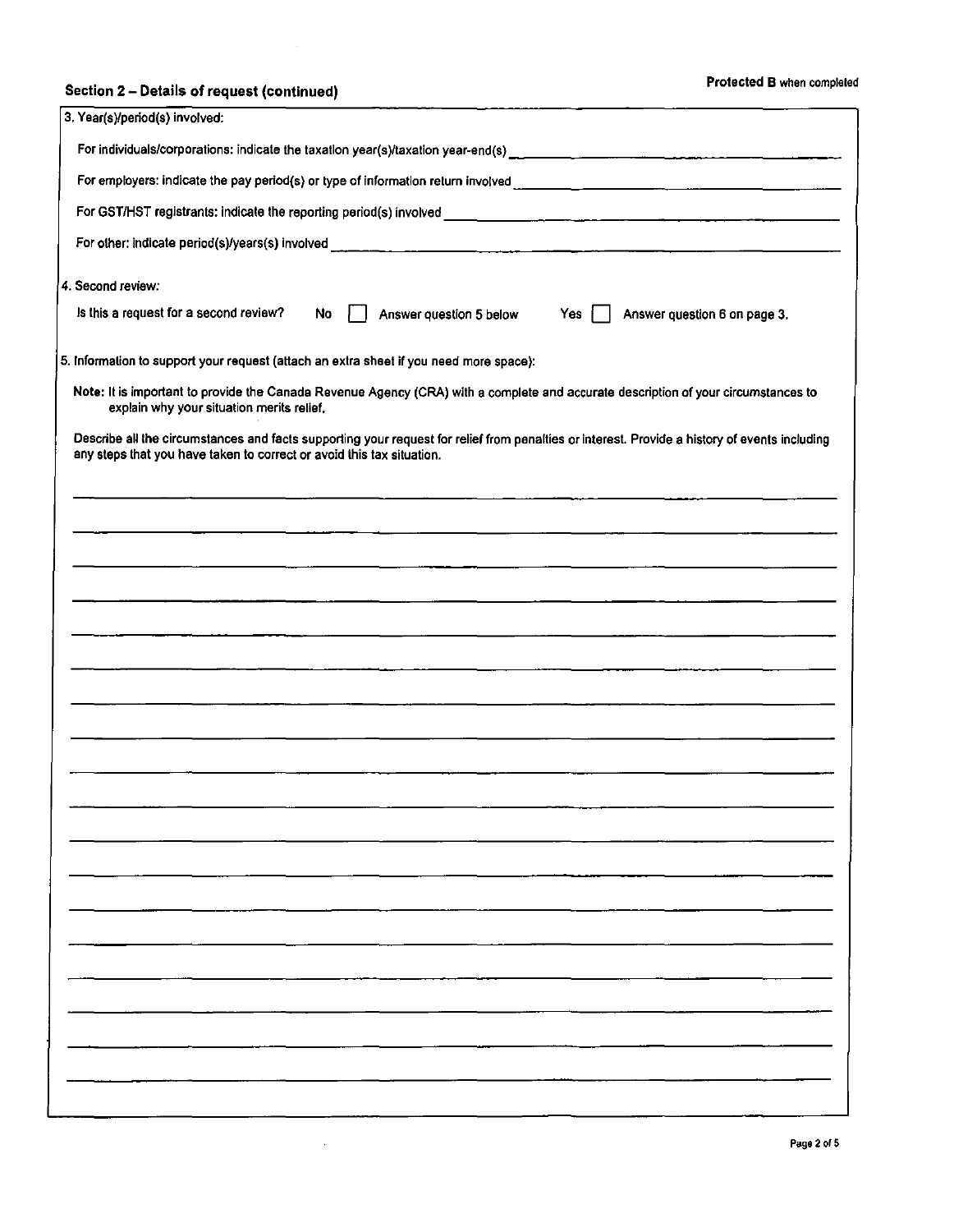## Section 2 – Details of request (continued)

**Protected B** when completed

3. Year(s)/period(s) involved:

For individuals/corporations: indicate the taxation year(s)/taxation year-end(s) ______________________

For employers: indicate the pay period(s) or type of information return involved ______________________

For GST/HST registrants: indicate the reporting period(s) involved ______________________

For other: indicate period(s)/years(s) involved ______________________

4. Second review:

Is this a request for a second review? No ☐ Answer question 5 below Yes ☐ Answer question 6 on page 3.

5. Information to support your request (attach an extra sheet if you need more space):

**Note:** It is important to provide the Canada Revenue Agency (CRA) with a complete and accurate description of your circumstances to explain why your situation merits relief.

Describe all the circumstances and facts supporting your request for relief from penalties or interest. Provide a history of events including any steps that you have taken to correct or avoid this tax situation.

______________________

______________________

______________________

______________________

______________________

______________________

______________________

______________________

______________________

______________________

______________________

______________________

______________________

______________________

______________________

______________________

______________________

______________________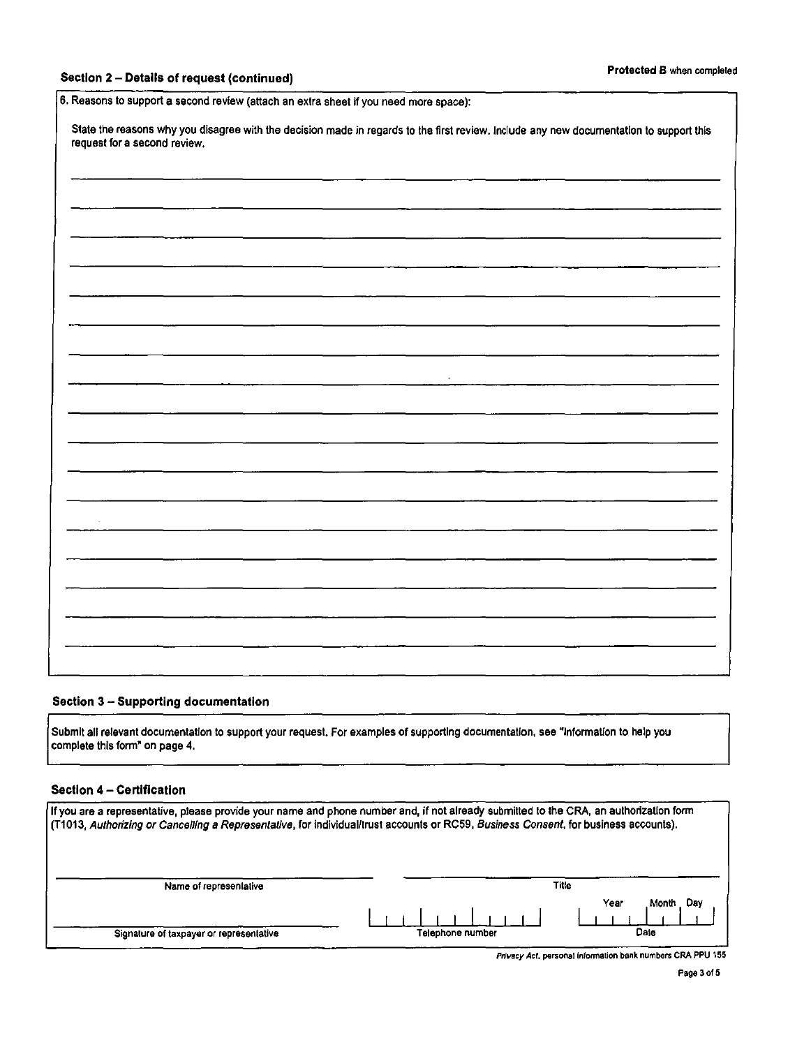Protected B when completed

## Section 2 – Details of request (continued)

6. Reasons to support a second review (attach an extra sheet if you need more space):

State the reasons why you disagree with the decision made in regards to the first review. Include any new documentation to support this request for a second review.

## Section 3 – Supporting documentation

Submit all relevant documentation to support your request. For examples of supporting documentation, see "Information to help you complete this form" on page 4.

## Section 4 – Certification

If you are a representative, please provide your name and phone number and, if not already submitted to the CRA, an authorization form (T1013, *Authorizing or Cancelling a Representative*, for individual/trust accounts or RC59, *Business Consent*, for business accounts).

Name of representative

Title

Signature of taxpayer or representative

Telephone number

Date (Year Month Day)

*Privacy Act*, personal information bank numbers CRA PPU 155